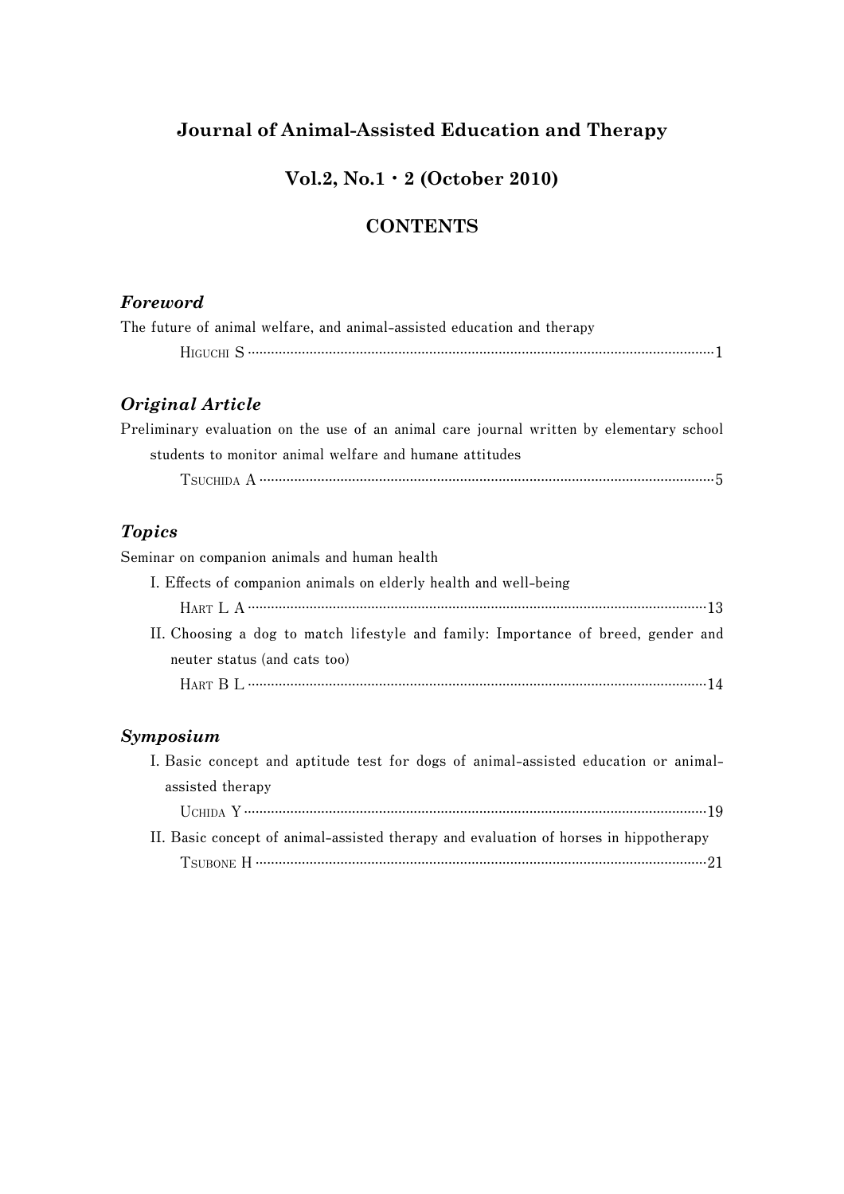# Journal of Animal-Assisted Education and Therapy

## Vol.2, No.1・2 (October 2010)

## CONTENTS

### *Foreword*

The future of animal welfare, and animal-assisted education and therapy

HIGUCHI S ……………………………………………………………………………1

### *Original Article*

Preliminary evaluation on the use of an animal care journal written by elementary school students to monitor animal welfare and humane attitudes

TSUCHIDA A ……………………………………………………………………………5

### *Topics*

Seminar on companion animals and human health

I. Effects of companion animals on elderly health and well-being

HART L A ……………………………………………………………………………13

II. Choosing a dog to match lifestyle and family: Importance of breed, gender and neuter status (and cats too)

HART B L ……………………………………………………………………………14

### *Symposium*

I. Basic concept and aptitude test for dogs of animal-assisted education or animal-assisted therapy

UCHIDA Y ……………………………………………………………………………19

II. Basic concept of animal-assisted therapy and evaluation of horses in hippotherapy

TSUBONE H ……………………………………………………………………………21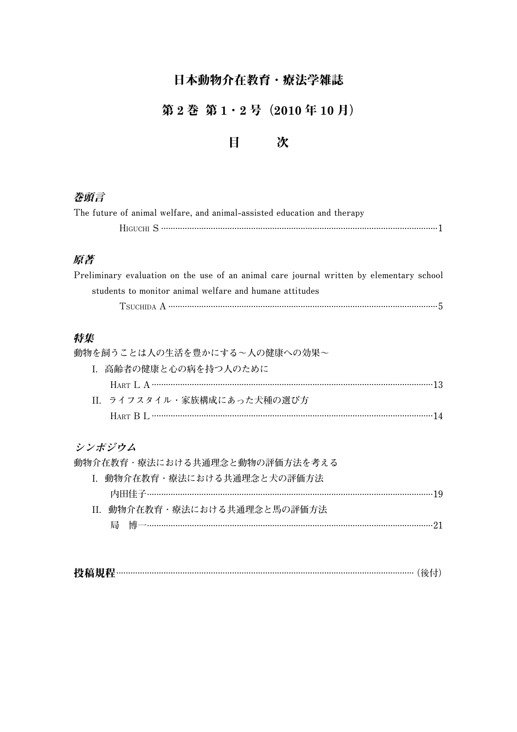# 日本動物介在教育・療法学雑誌

## 第 2 巻 第 1・2 号（2010 年 10 月）

## 目　　次

### *巻頭言*

The future of animal welfare, and animal-assisted education and therapy

HIGUCHI S ……………………………………………………………………1

### *原著*

Preliminary evaluation on the use of an animal care journal written by elementary school students to monitor animal welfare and humane attitudes

TSUCHIDA A ……………………………………………………………………5

### *特集*

動物を飼うことは人の生活を豊かにする～人の健康への効果～

I. 高齢者の健康と心の病を持つ人のために

HART L A ……………………………………………………………………13

II. ライフスタイル・家族構成にあった犬種の選び方

HART B L ……………………………………………………………………14

### *シンポジウム*

動物介在教育・療法における共通理念と動物の評価方法を考える

I. 動物介在教育・療法における共通理念と犬の評価方法

内田佳子……………………………………………………………………19

II. 動物介在教育・療法における共通理念と馬の評価方法

局　博一……………………………………………………………………21

**投稿規程**……………………………………………………………………（後付）